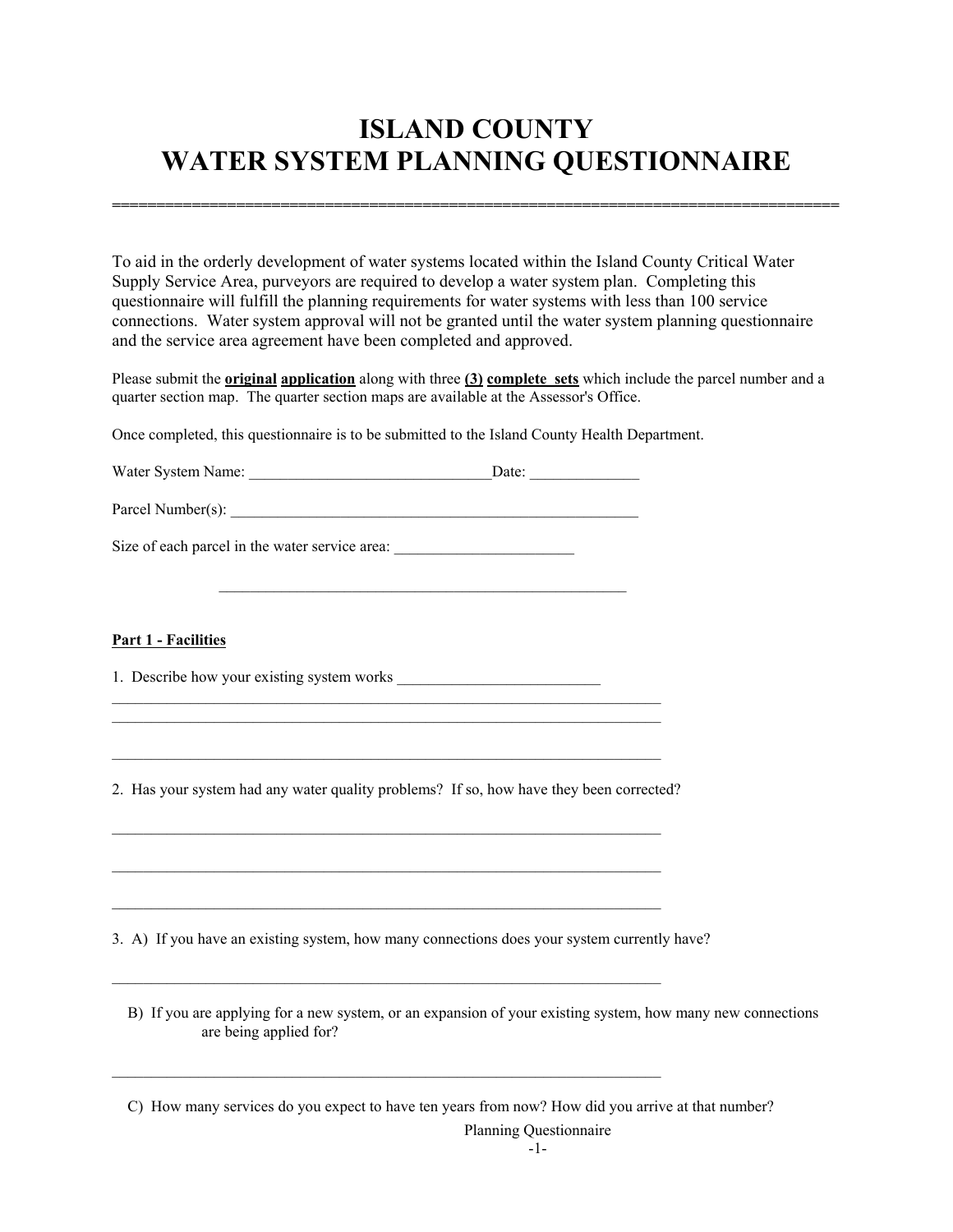# ISLAND COUNTY
# WATER SYSTEM PLANNING QUESTIONNAIRE

---

To aid in the orderly development of water systems located within the Island County Critical Water Supply Service Area, purveyors are required to develop a water system plan. Completing this questionnaire will fulfill the planning requirements for water systems with less than 100 service connections. Water system approval will not be granted until the water system planning questionnaire and the service area agreement have been completed and approved.

Please submit the **original application** along with three **(3) complete sets** which include the parcel number and a quarter section map. The quarter section maps are available at the Assessor's Office.

Once completed, this questionnaire is to be submitted to the Island County Health Department.

Water System Name: _______________________________Date: ______________

Parcel Number(s): _______________________________________________________

Size of each parcel in the water service area: _______________________

______________________________________________________

**Part 1 - Facilities**

1. Describe how your existing system works __________________________

__________________________________________________________________________

__________________________________________________________________________

__________________________________________________________________________

2. Has your system had any water quality problems? If so, how have they been corrected?

__________________________________________________________________________

__________________________________________________________________________

__________________________________________________________________________

3. A) If you have an existing system, how many connections does your system currently have?

__________________________________________________________________________

B) If you are applying for a new system, or an expansion of your existing system, how many new connections are being applied for?

__________________________________________________________________________

C) How many services do you expect to have ten years from now? How did you arrive at that number?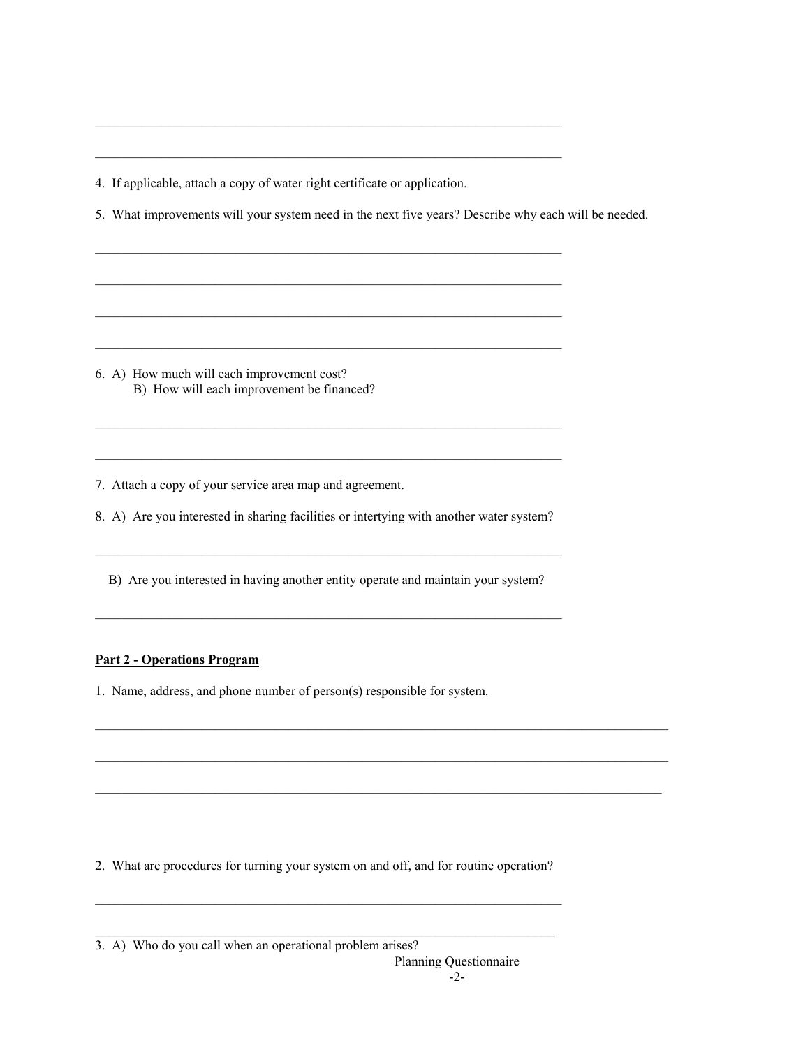4. If applicable, attach a copy of water right certificate or application.

5. What improvements will your system need in the next five years? Describe why each will be needed.

6. A) How much will each improvement cost?
   B) How will each improvement be financed?

7. Attach a copy of your service area map and agreement.

8. A) Are you interested in sharing facilities or intertying with another water system?

   B) Are you interested in having another entity operate and maintain your system?

**Part 2 - Operations Program**

1. Name, address, and phone number of person(s) responsible for system.

2. What are procedures for turning your system on and off, and for routine operation?

3. A) Who do you call when an operational problem arises?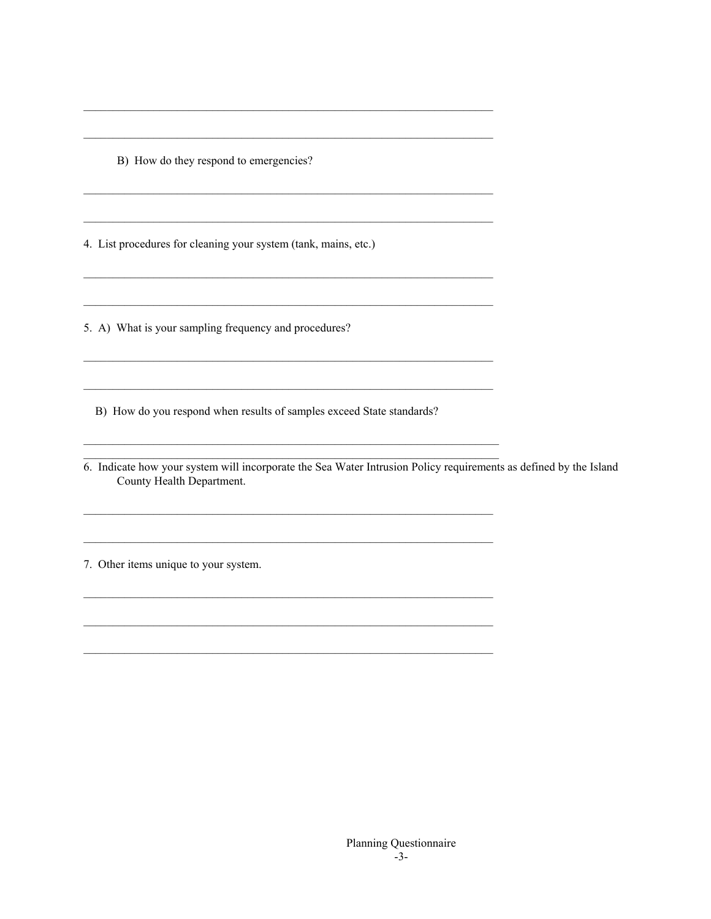______________________________________________________________________

______________________________________________________________________

B) How do they respond to emergencies?

______________________________________________________________________

______________________________________________________________________

4. List procedures for cleaning your system (tank, mains, etc.)

______________________________________________________________________

______________________________________________________________________

5. A) What is your sampling frequency and procedures?

______________________________________________________________________

______________________________________________________________________

B) How do you respond when results of samples exceed State standards?

______________________________________________________________________

______________________________________________________________________

6. Indicate how your system will incorporate the Sea Water Intrusion Policy requirements as defined by the Island County Health Department.

______________________________________________________________________

______________________________________________________________________

7. Other items unique to your system.

______________________________________________________________________

______________________________________________________________________

______________________________________________________________________

Planning Questionnaire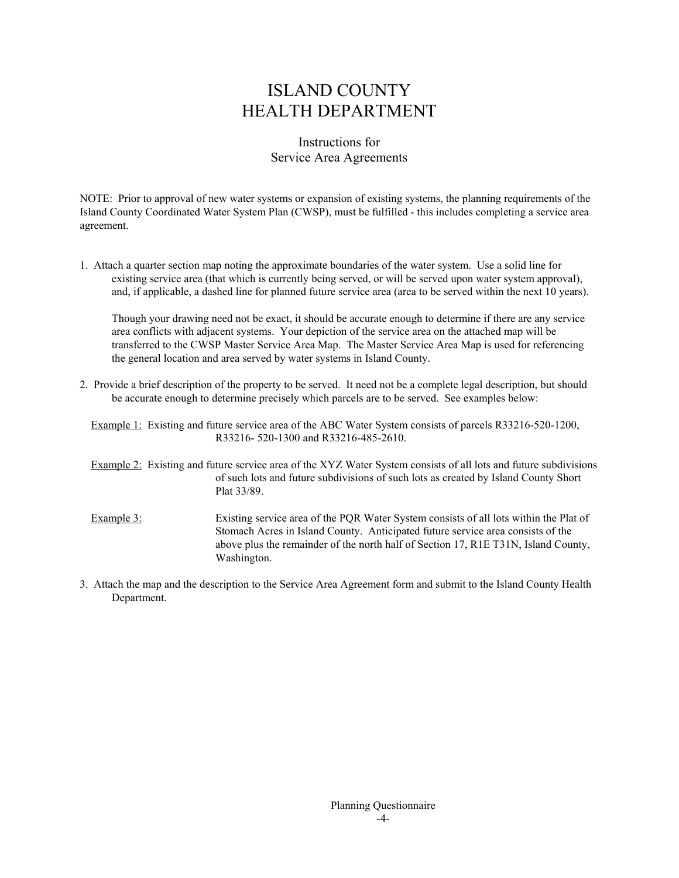# ISLAND COUNTY HEALTH DEPARTMENT

## Instructions for Service Area Agreements

NOTE: Prior to approval of new water systems or expansion of existing systems, the planning requirements of the Island County Coordinated Water System Plan (CWSP), must be fulfilled - this includes completing a service area agreement.

1. Attach a quarter section map noting the approximate boundaries of the water system. Use a solid line for existing service area (that which is currently being served, or will be served upon water system approval), and, if applicable, a dashed line for planned future service area (area to be served within the next 10 years).

   Though your drawing need not be exact, it should be accurate enough to determine if there are any service area conflicts with adjacent systems. Your depiction of the service area on the attached map will be transferred to the CWSP Master Service Area Map. The Master Service Area Map is used for referencing the general location and area served by water systems in Island County.

2. Provide a brief description of the property to be served. It need not be a complete legal description, but should be accurate enough to determine precisely which parcels are to be served. See examples below:

   Example 1: Existing and future service area of the ABC Water System consists of parcels R33216-520-1200, R33216- 520-1300 and R33216-485-2610.

   Example 2: Existing and future service area of the XYZ Water System consists of all lots and future subdivisions of such lots and future subdivisions of such lots as created by Island County Short Plat 33/89.

   Example 3: Existing service area of the PQR Water System consists of all lots within the Plat of Stomach Acres in Island County. Anticipated future service area consists of the above plus the remainder of the north half of Section 17, R1E T31N, Island County, Washington.

3. Attach the map and the description to the Service Area Agreement form and submit to the Island County Health Department.

Planning Questionnaire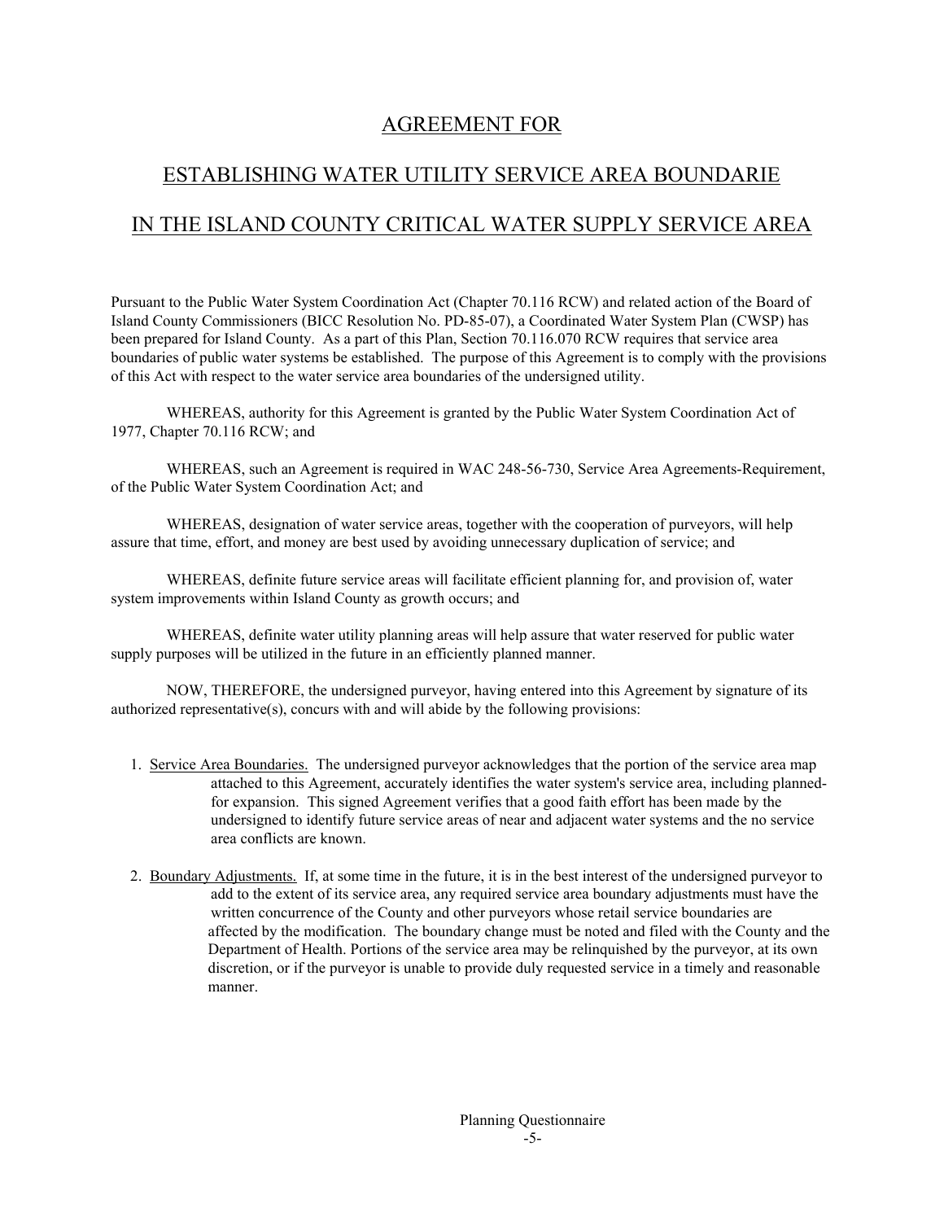# AGREEMENT FOR

# ESTABLISHING WATER UTILITY SERVICE AREA BOUNDARIE

# IN THE ISLAND COUNTY CRITICAL WATER SUPPLY SERVICE AREA

Pursuant to the Public Water System Coordination Act (Chapter 70.116 RCW) and related action of the Board of Island County Commissioners (BICC Resolution No. PD-85-07), a Coordinated Water System Plan (CWSP) has been prepared for Island County. As a part of this Plan, Section 70.116.070 RCW requires that service area boundaries of public water systems be established. The purpose of this Agreement is to comply with the provisions of this Act with respect to the water service area boundaries of the undersigned utility.

WHEREAS, authority for this Agreement is granted by the Public Water System Coordination Act of 1977, Chapter 70.116 RCW; and

WHEREAS, such an Agreement is required in WAC 248-56-730, Service Area Agreements-Requirement, of the Public Water System Coordination Act; and

WHEREAS, designation of water service areas, together with the cooperation of purveyors, will help assure that time, effort, and money are best used by avoiding unnecessary duplication of service; and

WHEREAS, definite future service areas will facilitate efficient planning for, and provision of, water system improvements within Island County as growth occurs; and

WHEREAS, definite water utility planning areas will help assure that water reserved for public water supply purposes will be utilized in the future in an efficiently planned manner.

NOW, THEREFORE, the undersigned purveyor, having entered into this Agreement by signature of its authorized representative(s), concurs with and will abide by the following provisions:

1. Service Area Boundaries. The undersigned purveyor acknowledges that the portion of the service area map attached to this Agreement, accurately identifies the water system's service area, including planned-for expansion. This signed Agreement verifies that a good faith effort has been made by the undersigned to identify future service areas of near and adjacent water systems and the no service area conflicts are known.

2. Boundary Adjustments. If, at some time in the future, it is in the best interest of the undersigned purveyor to add to the extent of its service area, any required service area boundary adjustments must have the written concurrence of the County and other purveyors whose retail service boundaries are affected by the modification. The boundary change must be noted and filed with the County and the Department of Health. Portions of the service area may be relinquished by the purveyor, at its own discretion, or if the purveyor is unable to provide duly requested service in a timely and reasonable manner.

Planning Questionnaire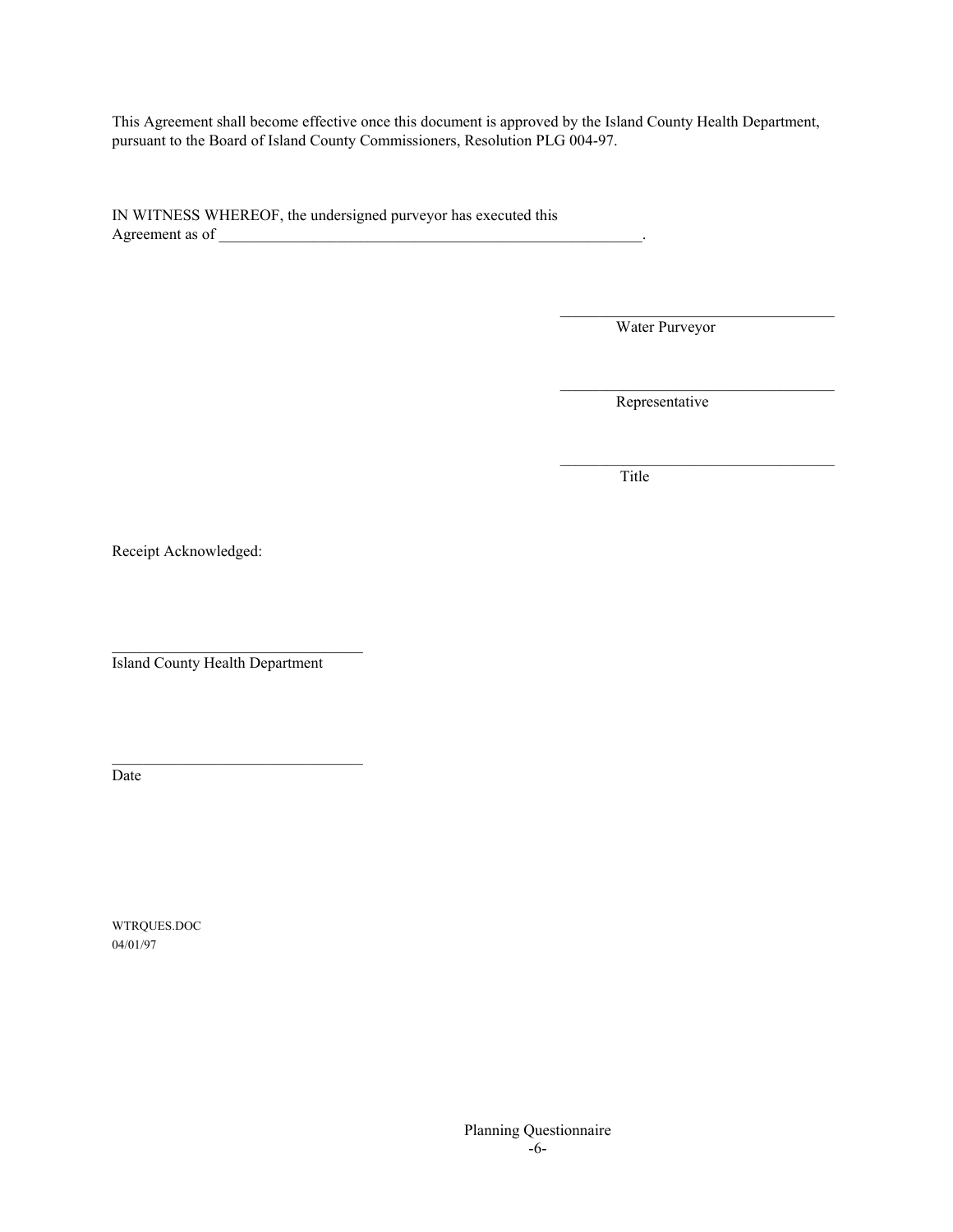This Agreement shall become effective once this document is approved by the Island County Health Department, pursuant to the Board of Island County Commissioners, Resolution PLG 004-97.

IN WITNESS WHEREOF, the undersigned purveyor has executed this Agreement as of ________________________________________________________.

____________________________________
Water Purveyor

____________________________________
Representative

____________________________________
Title

Receipt Acknowledged:

_________________________________
Island County Health Department

_________________________________
Date

WTRQUES.DOC
04/01/97

Planning Questionnaire